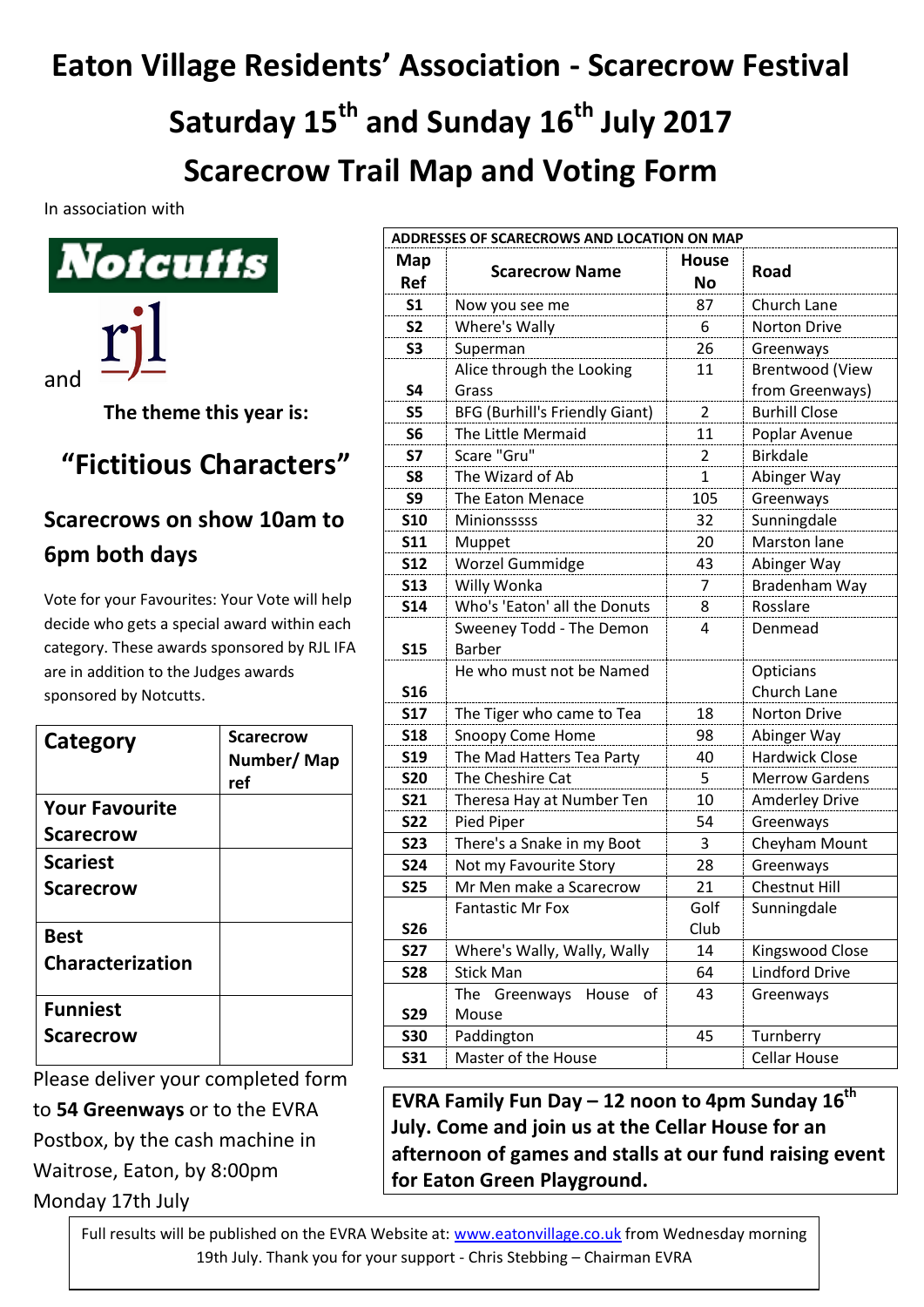# Eaton Village Residents' Association - Scarecrow Festival

## Saturday 15th and Sunday 16th July 2017

## Scarecrow Trail Map and Voting Form

In association with

Notcutts

and rjl

**The theme this year is:**

## "Fictitious Characters"

### Scarecrows on show 10am to 6pm both days

Vote for your Favourites: Your Vote will help decide who gets a special award within each category. These awards sponsored by RJL IFA are in addition to the Judges awards sponsored by Notcutts.

| Category | Scarecrow Number/ Map ref |
|---|---|
| **Your Favourite Scarecrow** | |
| **Scariest Scarecrow** | |
| **Best Characterization** | |
| **Funniest Scarecrow** | |

Please deliver your completed form to **54 Greenways** or to the EVRA Postbox, by the cash machine in Waitrose, Eaton, by 8:00pm Monday 17th July

**ADDRESSES OF SCARECROWS AND LOCATION ON MAP**

| Map Ref | Scarecrow Name | House No | Road |
|---|---|---|---|
| S1 | Now you see me | 87 | Church Lane |
| S2 | Where's Wally | 6 | Norton Drive |
| S3 | Superman | 26 | Greenways |
| S4 | Alice through the Looking Grass | 11 | Brentwood (View from Greenways) |
| S5 | BFG (Burhill's Friendly Giant) | 2 | Burhill Close |
| S6 | The Little Mermaid | 11 | Poplar Avenue |
| S7 | Scare "Gru" | 2 | Birkdale |
| S8 | The Wizard of Ab | 1 | Abinger Way |
| S9 | The Eaton Menace | 105 | Greenways |
| S10 | Minionssssss | 32 | Sunningdale |
| S11 | Muppet | 20 | Marston lane |
| S12 | Worzel Gummidge | 43 | Abinger Way |
| S13 | Willy Wonka | 7 | Bradenham Way |
| S14 | Who's 'Eaton' all the Donuts | 8 | Rosslare |
| S15 | Sweeney Todd - The Demon Barber | 4 | Denmead |
| S16 | He who must not be Named | | Opticians Church Lane |
| S17 | The Tiger who came to Tea | 18 | Norton Drive |
| S18 | Snoopy Come Home | 98 | Abinger Way |
| S19 | The Mad Hatters Tea Party | 40 | Hardwick Close |
| S20 | The Cheshire Cat | 5 | Merrow Gardens |
| S21 | Theresa Hay at Number Ten | 10 | Amderley Drive |
| S22 | Pied Piper | 54 | Greenways |
| S23 | There's a Snake in my Boot | 3 | Cheyham Mount |
| S24 | Not my Favourite Story | 28 | Greenways |
| S25 | Mr Men make a Scarecrow | 21 | Chestnut Hill |
| S26 | Fantastic Mr Fox | Golf Club | Sunningdale |
| S27 | Where's Wally, Wally, Wally | 14 | Kingswood Close |
| S28 | Stick Man | 64 | Lindford Drive |
| S29 | The Greenways House of Mouse | 43 | Greenways |
| S30 | Paddington | 45 | Turnberry |
| S31 | Master of the House | | Cellar House |

**EVRA Family Fun Day – 12 noon to 4pm Sunday 16th July. Come and join us at the Cellar House for an afternoon of games and stalls at our fund raising event for Eaton Green Playground.**

Full results will be published on the EVRA Website at: www.eatonvillage.co.uk from Wednesday morning 19th July. Thank you for your support - Chris Stebbing – Chairman EVRA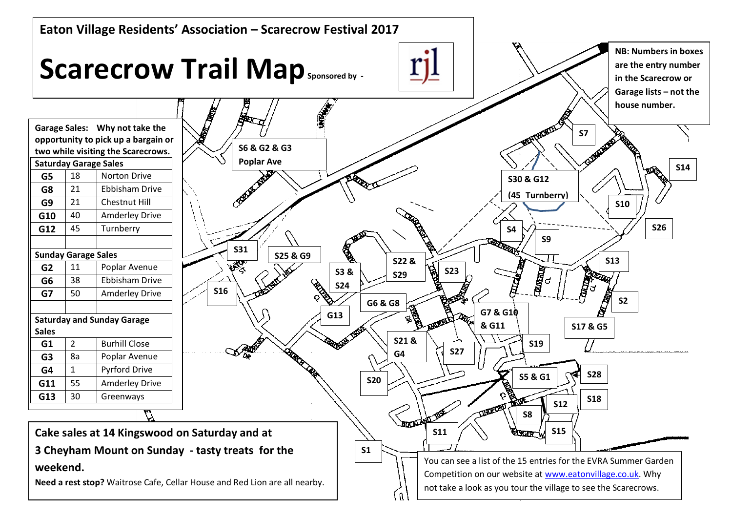# Eaton Village Residents' Association – Scarecrow Festival 2017

# Scarecrow Trail Map

Sponsored by - rjl

**NB: Numbers in boxes are the entry number in the Scarecrow or Garage lists – not the house number.**

**Garage Sales: Why not take the opportunity to pick up a bargain or two while visiting the Scarecrows.**

| | | |
|---|---|---|
| **Saturday Garage Sales** | | |
| G5 | 18 | Norton Drive |
| G8 | 21 | Ebbisham Drive |
| G9 | 21 | Chestnut Hill |
| G10 | 40 | Amderley Drive |
| G12 | 45 | Turnberry |
| | | |
| **Sunday Garage Sales** | | |
| G2 | 11 | Poplar Avenue |
| G6 | 38 | Ebbisham Drive |
| G7 | 50 | Amderley Drive |
| | | |
| **Saturday and Sunday Garage Sales** | | |
| G1 | 2 | Burhill Close |
| G3 | 8a | Poplar Avenue |
| G4 | 1 | Pyrford Drive |
| G11 | 55 | Amderley Drive |
| G13 | 30 | Greenways |

**Cake sales at 14 Kingswood on Saturday and at 3 Cheyham Mount on Sunday - tasty treats for the weekend.**

**Need a rest stop?** Waitrose Cafe, Cellar House and Red Lion are all nearby.

You can see a list of the 15 entries for the EVRA Summer Garden Competition on our website at [www.eatonvillage.co.uk](http://www.eatonvillage.co.uk). Why not take a look as you tour the village to see the Scarecrows.

S6 & G2 & G3
Poplar Ave

S7

S30 & G12
(45 Turnberry)

S14

S10

S26

S4

S9

S13

S2

S31

S25 & G9

S3 & S24

S22 & S29

S23

S16

G6 & G8

G13

G7 & G10 & G11

S17 & G5

S21 & G4

S27

S19

S20

S5 & G1

S28

S12

S18

S8

S11

S15

S1